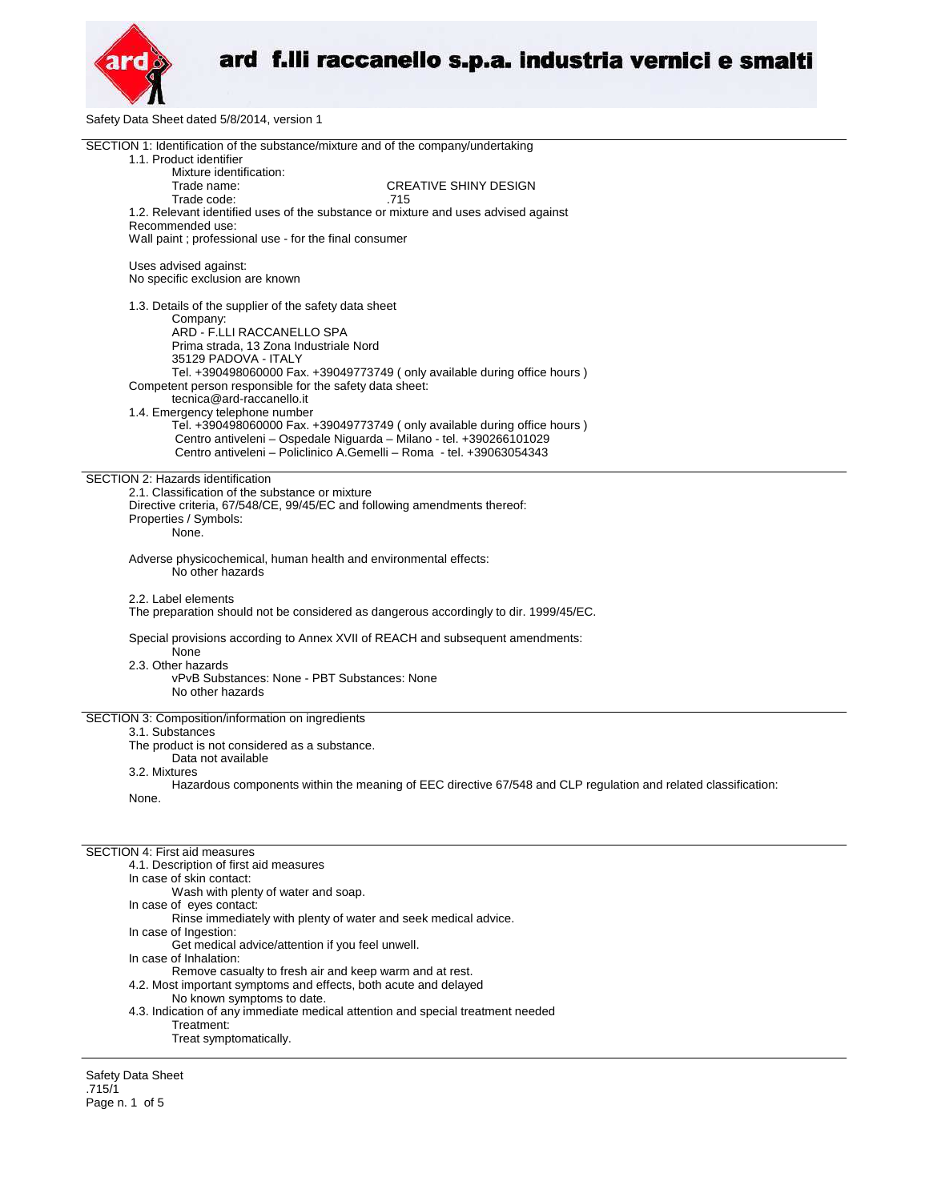ard f.lli raccanello s.p.a. industria vernici e smalti

Safety Data Sheet dated 5/8/2014, version 1

## SECTION 1: Identification of the substance/mixture and of the company/undertaking

1.1. Product identifier

Mixture identification:

Trade name: CREATIVE SHINY DESIGN

Trade code: .715

1.2. Relevant identified uses of the substance or mixture and uses advised against

Recommended use:

Wall paint ; professional use - for the final consumer

Uses advised against:

No specific exclusion are known

1.3. Details of the supplier of the safety data sheet

Company:

ARD - F.LLI RACCANELLO SPA

Prima strada, 13 Zona Industriale Nord

35129 PADOVA - ITALY

Tel. +390498060000 Fax. +39049773749 ( only available during office hours )

Competent person responsible for the safety data sheet:

tecnica@ard-raccanello.it

1.4. Emergency telephone number

Tel. +390498060000 Fax. +39049773749 ( only available during office hours )

Centro antiveleni – Ospedale Niguarda – Milano - tel. +390266101029

Centro antiveleni – Policlinico A.Gemelli – Roma - tel. +39063054343

## SECTION 2: Hazards identification

2.1. Classification of the substance or mixture

Directive criteria, 67/548/CE, 99/45/EC and following amendments thereof:

Properties / Symbols:

None.

Adverse physicochemical, human health and environmental effects:

No other hazards

2.2. Label elements

The preparation should not be considered as dangerous accordingly to dir. 1999/45/EC.

Special provisions according to Annex XVII of REACH and subsequent amendments:

None

2.3. Other hazards

vPvB Substances: None - PBT Substances: None

No other hazards

## SECTION 3: Composition/information on ingredients

3.1. Substances

The product is not considered as a substance.

Data not available

3.2. Mixtures

Hazardous components within the meaning of EEC directive 67/548 and CLP regulation and related classification:

None.

## SECTION 4: First aid measures

4.1. Description of first aid measures

In case of skin contact:

Wash with plenty of water and soap.

In case of eyes contact:

Rinse immediately with plenty of water and seek medical advice.

In case of Ingestion:

Get medical advice/attention if you feel unwell.

In case of Inhalation:

Remove casualty to fresh air and keep warm and at rest.

4.2. Most important symptoms and effects, both acute and delayed

No known symptoms to date.

4.3. Indication of any immediate medical attention and special treatment needed

Treatment:

Treat symptomatically.

Safety Data Sheet

.715/1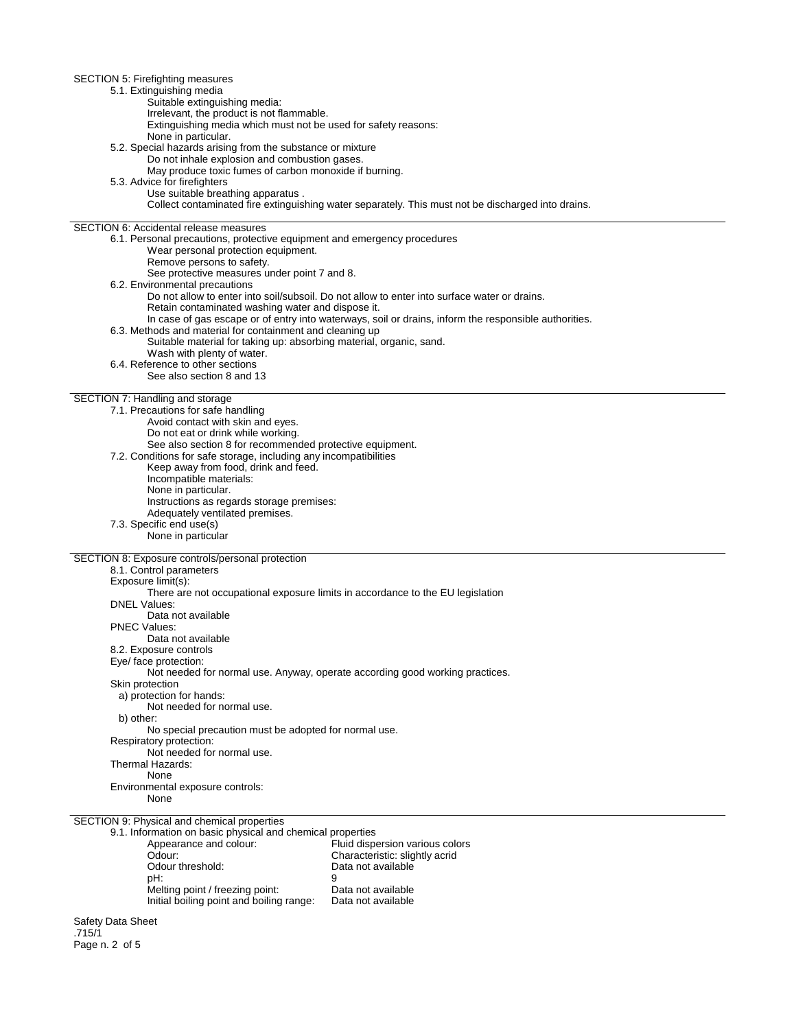## SECTION 5: Firefighting measures

5.1. Extinguishing media

Suitable extinguishing media:

Irrelevant, the product is not flammable.

Extinguishing media which must not be used for safety reasons:

None in particular.

5.2. Special hazards arising from the substance or mixture

Do not inhale explosion and combustion gases.

May produce toxic fumes of carbon monoxide if burning.

5.3. Advice for firefighters

Use suitable breathing apparatus .

Collect contaminated fire extinguishing water separately. This must not be discharged into drains.

## SECTION 6: Accidental release measures

6.1. Personal precautions, protective equipment and emergency procedures

Wear personal protection equipment.

Remove persons to safety.

See protective measures under point 7 and 8.

6.2. Environmental precautions

Do not allow to enter into soil/subsoil. Do not allow to enter into surface water or drains.

Retain contaminated washing water and dispose it.

In case of gas escape or of entry into waterways, soil or drains, inform the responsible authorities.

6.3. Methods and material for containment and cleaning up

Suitable material for taking up: absorbing material, organic, sand.

Wash with plenty of water.

6.4. Reference to other sections

See also section 8 and 13

## SECTION 7: Handling and storage

7.1. Precautions for safe handling

Avoid contact with skin and eyes.

Do not eat or drink while working.

See also section 8 for recommended protective equipment.

7.2. Conditions for safe storage, including any incompatibilities

Keep away from food, drink and feed.

Incompatible materials:

None in particular.

Instructions as regards storage premises:

Adequately ventilated premises.

7.3. Specific end use(s)

None in particular

## SECTION 8: Exposure controls/personal protection

8.1. Control parameters

Exposure limit(s):

There are not occupational exposure limits in accordance to the EU legislation

DNEL Values:

Data not available

PNEC Values:

Data not available

8.2. Exposure controls

Eye/ face protection:

Not needed for normal use. Anyway, operate according good working practices.

Skin protection

a) protection for hands:

Not needed for normal use.

b) other:

No special precaution must be adopted for normal use.

Respiratory protection:

Not needed for normal use.

Thermal Hazards:

None

Environmental exposure controls:

None

## SECTION 9: Physical and chemical properties

9.1. Information on basic physical and chemical properties

| Property | Value |
|---|---|
| Appearance and colour: | Fluid dispersion various colors |
| Odour: | Characteristic: slightly acrid |
| Odour threshold: | Data not available |
| pH: | 9 |
| Melting point / freezing point: | Data not available |
| Initial boiling point and boiling range: | Data not available |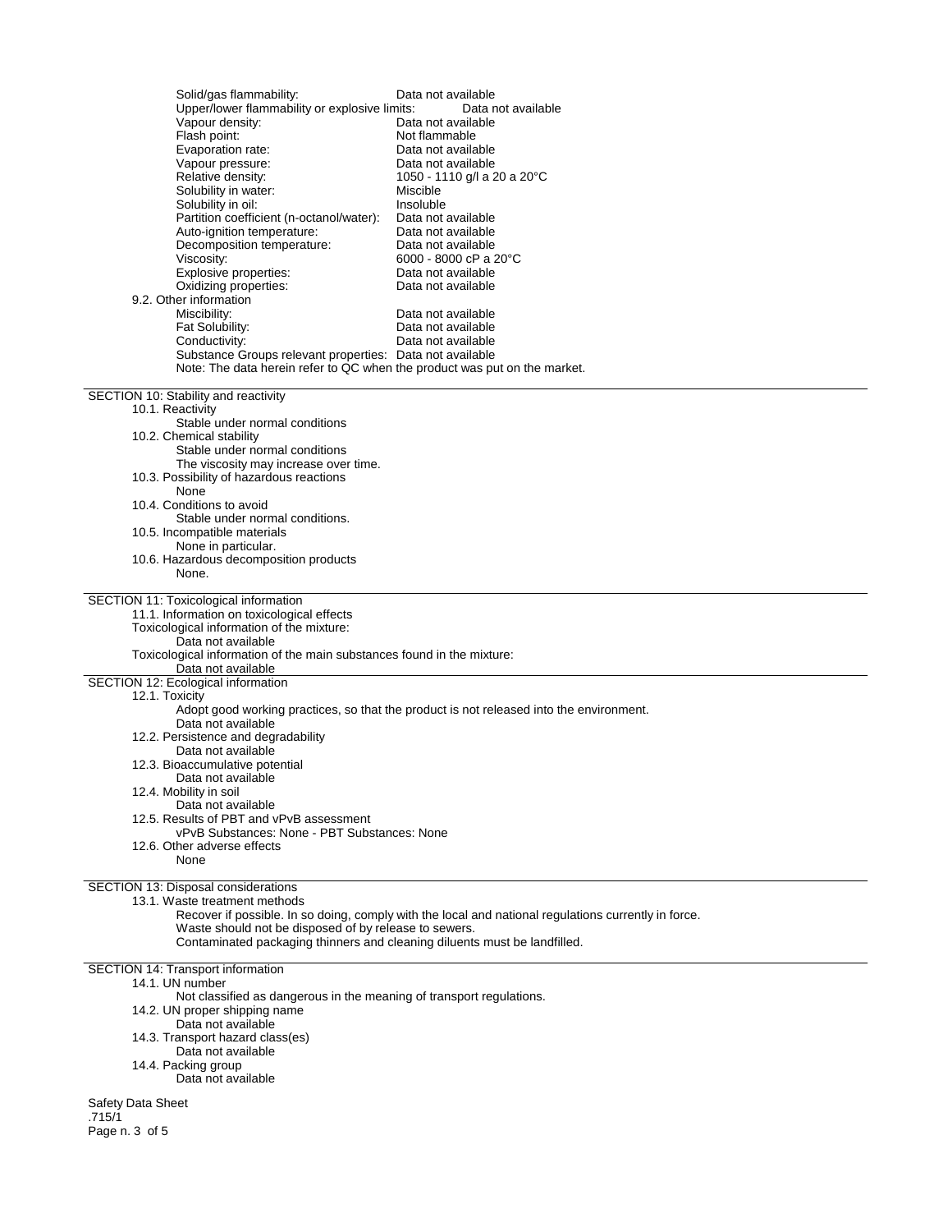| | |
|---|---|
| Solid/gas flammability: | Data not available |
| Upper/lower flammability or explosive limits: | Data not available |
| Vapour density: | Data not available |
| Flash point: | Not flammable |
| Evaporation rate: | Data not available |
| Vapour pressure: | Data not available |
| Relative density: | 1050 - 1110 g/l a 20 a 20°C |
| Solubility in water: | Miscible |
| Solubility in oil: | Insoluble |
| Partition coefficient (n-octanol/water): | Data not available |
| Auto-ignition temperature: | Data not available |
| Decomposition temperature: | Data not available |
| Viscosity: | 6000 - 8000 cP a 20°C |
| Explosive properties: | Data not available |
| Oxidizing properties: | Data not available |

9.2. Other information

| | |
|---|---|
| Miscibility: | Data not available |
| Fat Solubility: | Data not available |
| Conductivity: | Data not available |
| Substance Groups relevant properties: | Data not available |

Note: The data herein refer to QC when the product was put on the market.

## SECTION 10: Stability and reactivity

10.1. Reactivity
Stable under normal conditions

10.2. Chemical stability
Stable under normal conditions
The viscosity may increase over time.

10.3. Possibility of hazardous reactions
None

10.4. Conditions to avoid
Stable under normal conditions.

10.5. Incompatible materials
None in particular.

10.6. Hazardous decomposition products
None.

## SECTION 11: Toxicological information

11.1. Information on toxicological effects
Toxicological information of the mixture:
Data not available
Toxicological information of the main substances found in the mixture:
Data not available

## SECTION 12: Ecological information

12.1. Toxicity
Adopt good working practices, so that the product is not released into the environment.
Data not available

12.2. Persistence and degradability
Data not available

12.3. Bioaccumulative potential
Data not available

12.4. Mobility in soil
Data not available

12.5. Results of PBT and vPvB assessment
vPvB Substances: None - PBT Substances: None

12.6. Other adverse effects
None

## SECTION 13: Disposal considerations

13.1. Waste treatment methods
Recover if possible. In so doing, comply with the local and national regulations currently in force.
Waste should not be disposed of by release to sewers.
Contaminated packaging thinners and cleaning diluents must be landfilled.

## SECTION 14: Transport information

14.1. UN number
Not classified as dangerous in the meaning of transport regulations.

14.2. UN proper shipping name
Data not available

14.3. Transport hazard class(es)
Data not available

14.4. Packing group
Data not available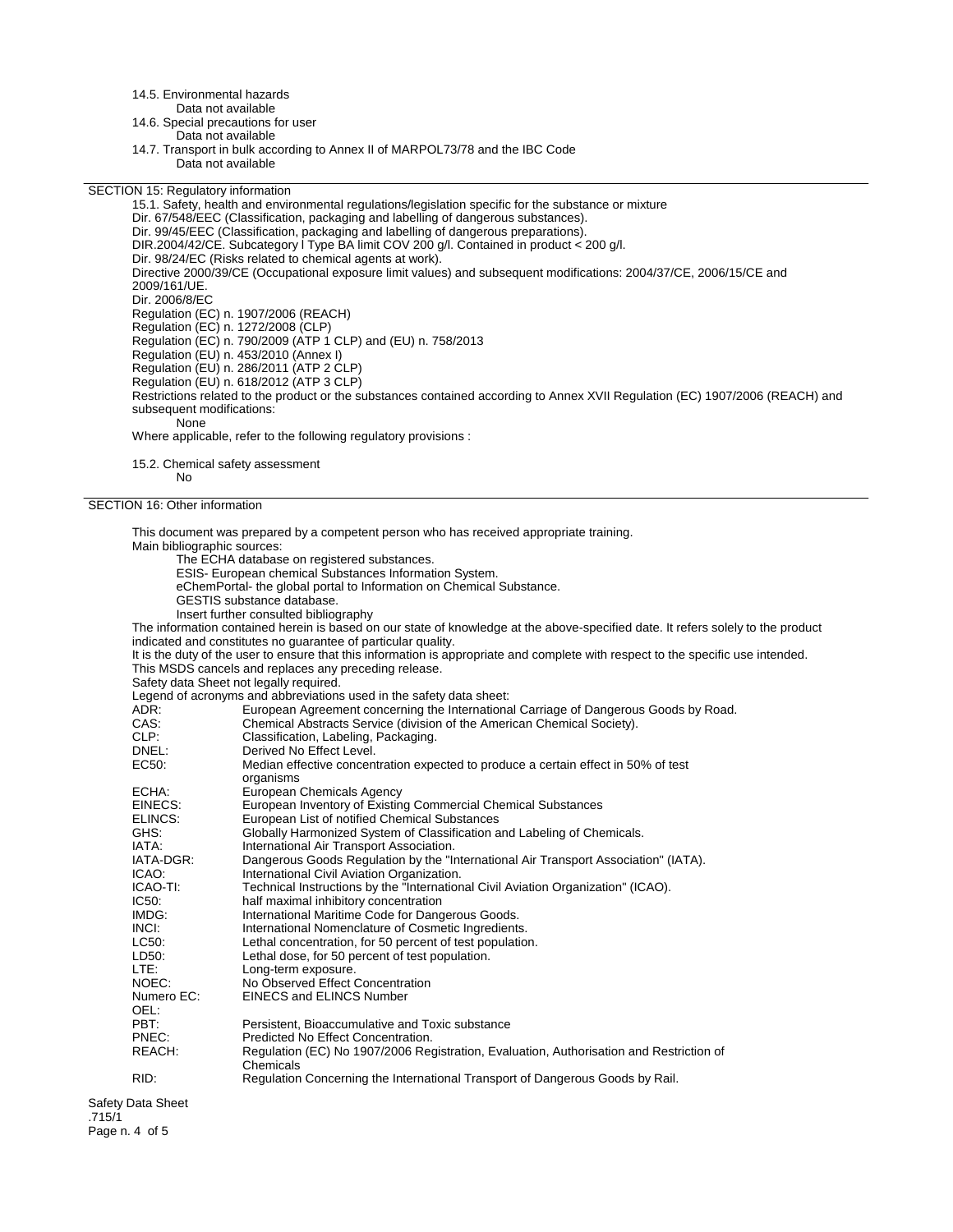14.5. Environmental hazards

Data not available

14.6. Special precautions for user

Data not available

14.7. Transport in bulk according to Annex II of MARPOL73/78 and the IBC Code

Data not available

## SECTION 15: Regulatory information

15.1. Safety, health and environmental regulations/legislation specific for the substance or mixture

Dir. 67/548/EEC (Classification, packaging and labelling of dangerous substances).

Dir. 99/45/EEC (Classification, packaging and labelling of dangerous preparations).

DIR.2004/42/CE. Subcategory l Type BA limit COV 200 g/l. Contained in product < 200 g/l.

Dir. 98/24/EC (Risks related to chemical agents at work).

Directive 2000/39/CE (Occupational exposure limit values) and subsequent modifications: 2004/37/CE, 2006/15/CE and 2009/161/UE.

Dir. 2006/8/EC

Regulation (EC) n. 1907/2006 (REACH)

Regulation (EC) n. 1272/2008 (CLP)

Regulation (EC) n. 790/2009 (ATP 1 CLP) and (EU) n. 758/2013

Regulation (EU) n. 453/2010 (Annex I)

Regulation (EU) n. 286/2011 (ATP 2 CLP)

Regulation (EU) n. 618/2012 (ATP 3 CLP)

Restrictions related to the product or the substances contained according to Annex XVII Regulation (EC) 1907/2006 (REACH) and subsequent modifications:

None

Where applicable, refer to the following regulatory provisions :

15.2. Chemical safety assessment

No

## SECTION 16: Other information

This document was prepared by a competent person who has received appropriate training.

Main bibliographic sources:

- The ECHA database on registered substances.
- ESIS- European chemical Substances Information System.
- eChemPortal- the global portal to Information on Chemical Substance.
- GESTIS substance database.
- Insert further consulted bibliography

The information contained herein is based on our state of knowledge at the above-specified date. It refers solely to the product indicated and constitutes no guarantee of particular quality.

It is the duty of the user to ensure that this information is appropriate and complete with respect to the specific use intended.

This MSDS cancels and replaces any preceding release.

Safety Data Sheet not legally required.

Legend of acronyms and abbreviations used in the safety data sheet:

| | |
|---|---|
| ADR: | European Agreement concerning the International Carriage of Dangerous Goods by Road. |
| CAS: | Chemical Abstracts Service (division of the American Chemical Society). |
| CLP: | Classification, Labeling, Packaging. |
| DNEL: | Derived No Effect Level. |
| EC50: | Median effective concentration expected to produce a certain effect in 50% of test organisms |
| ECHA: | European Chemicals Agency |
| EINECS: | European Inventory of Existing Commercial Chemical Substances |
| ELINCS: | European List of notified Chemical Substances |
| GHS: | Globally Harmonized System of Classification and Labeling of Chemicals. |
| IATA: | International Air Transport Association. |
| IATA-DGR: | Dangerous Goods Regulation by the "International Air Transport Association" (IATA). |
| ICAO: | International Civil Aviation Organization. |
| ICAO-TI: | Technical Instructions by the "International Civil Aviation Organization" (ICAO). |
| IC50: | half maximal inhibitory concentration |
| IMDG: | International Maritime Code for Dangerous Goods. |
| INCI: | International Nomenclature of Cosmetic Ingredients. |
| LC50: | Lethal concentration, for 50 percent of test population. |
| LD50: | Lethal dose, for 50 percent of test population. |
| LTE: | Long-term exposure. |
| NOEC: | No Observed Effect Concentration |
| Numero EC: | EINECS and ELINCS Number |
| OEL: | |
| PBT: | Persistent, Bioaccumulative and Toxic substance |
| PNEC: | Predicted No Effect Concentration. |
| REACH: | Regulation (EC) No 1907/2006 Registration, Evaluation, Authorisation and Restriction of Chemicals |
| RID: | Regulation Concerning the International Transport of Dangerous Goods by Rail. |

Safety Data Sheet
.715/1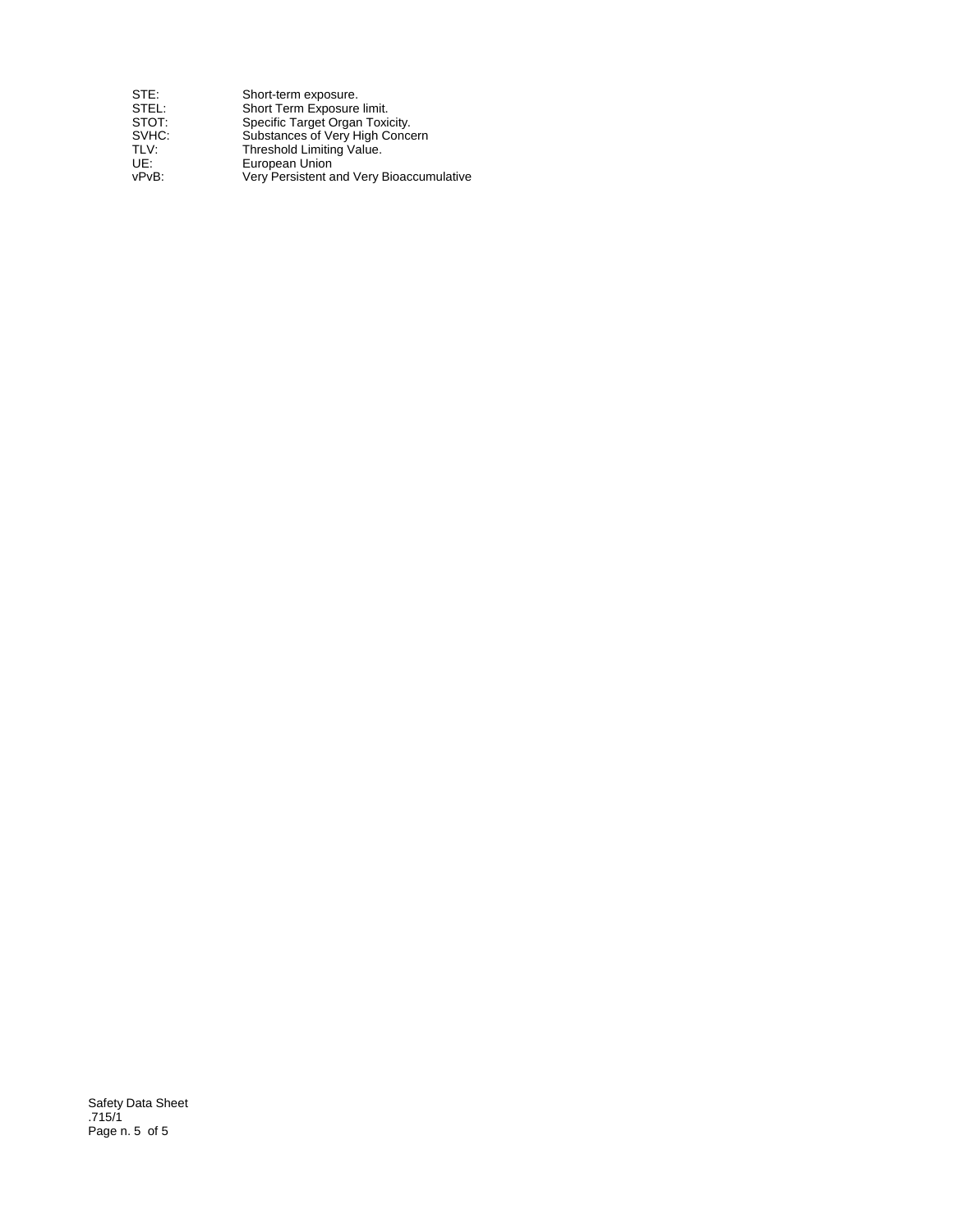| | |
|---|---|
| STE: | Short-term exposure. |
| STEL: | Short Term Exposure limit. |
| STOT: | Specific Target Organ Toxicity. |
| SVHC: | Substances of Very High Concern |
| TLV: | Threshold Limiting Value. |
| UE: | European Union |
| vPvB: | Very Persistent and Very Bioaccumulative |